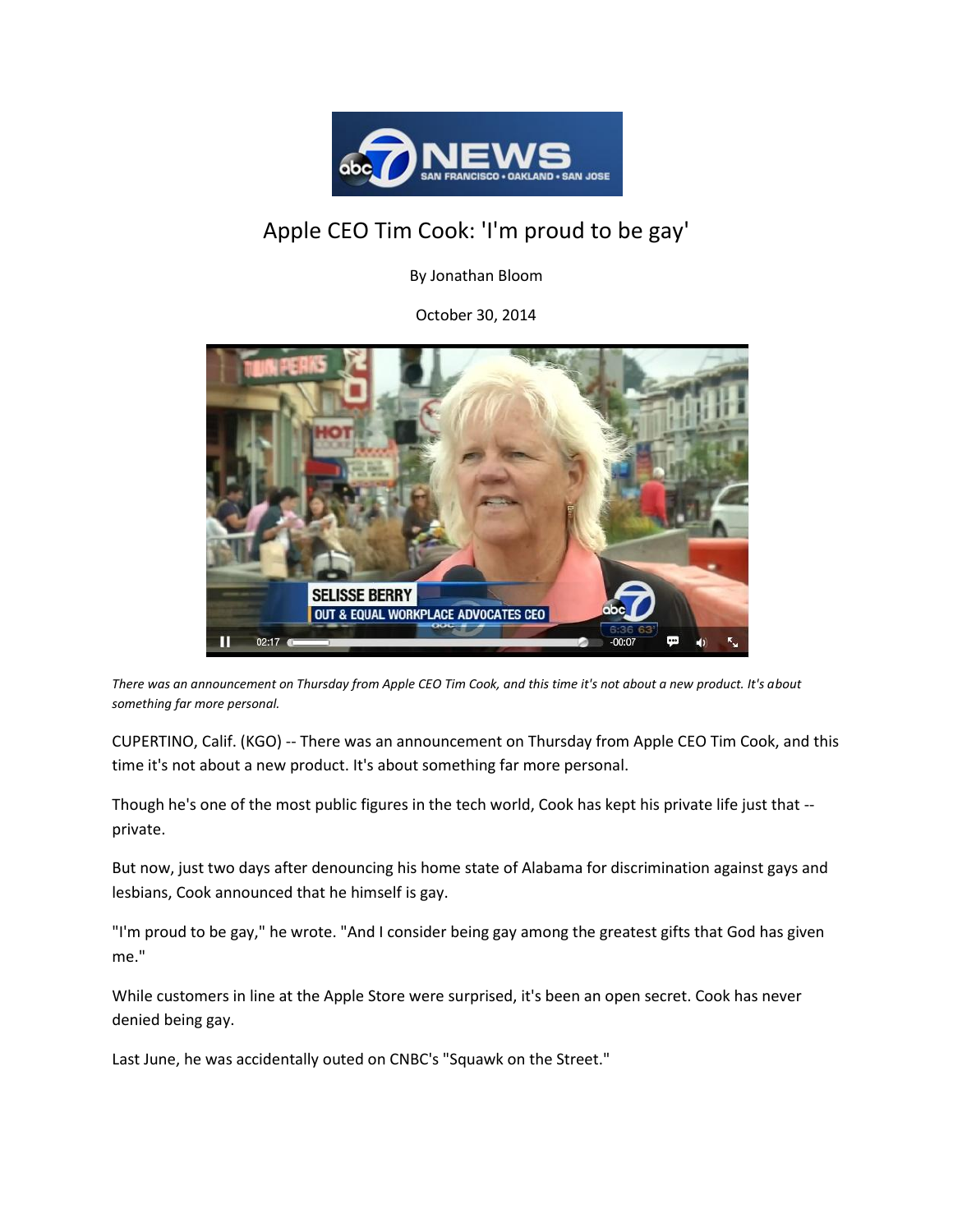# Apple CEO Tim Cook: 'I'm proud to be gay'

By Jonathan Bloom

October 30, 2014

*There was an announcement on Thursday from Apple CEO Tim Cook, and this time it's not about a new product. It's about something far more personal.*

CUPERTINO, Calif. (KGO) -- There was an announcement on Thursday from Apple CEO Tim Cook, and this time it's not about a new product. It's about something far more personal.

Though he's one of the most public figures in the tech world, Cook has kept his private life just that -- private.

But now, just two days after denouncing his home state of Alabama for discrimination against gays and lesbians, Cook announced that he himself is gay.

"I'm proud to be gay," he wrote. "And I consider being gay among the greatest gifts that God has given me."

While customers in line at the Apple Store were surprised, it's been an open secret. Cook has never denied being gay.

Last June, he was accidentally outed on CNBC's "Squawk on the Street."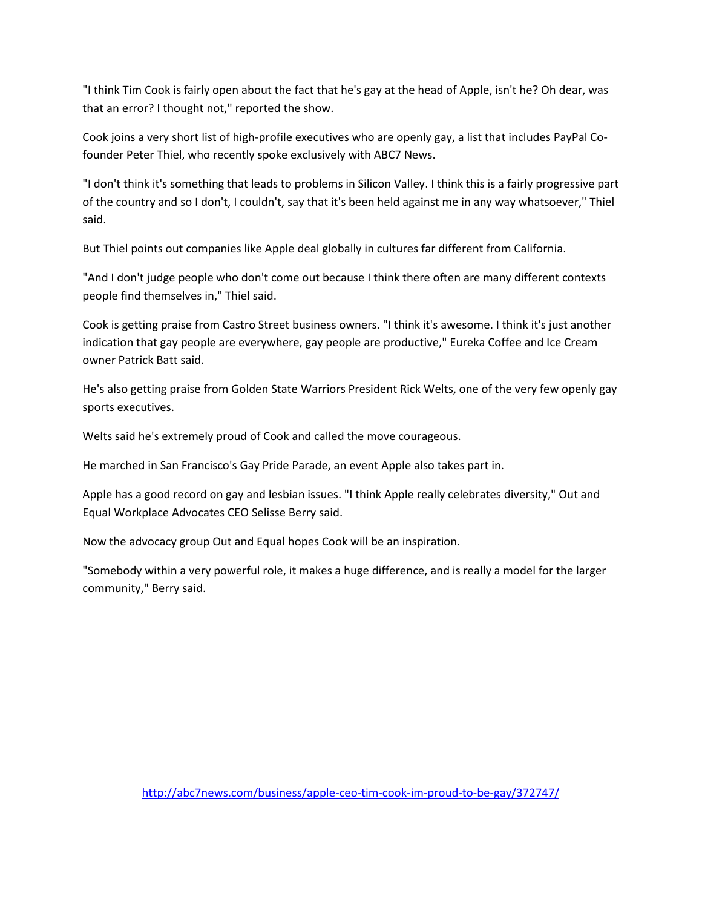"I think Tim Cook is fairly open about the fact that he's gay at the head of Apple, isn't he? Oh dear, was that an error? I thought not," reported the show.

Cook joins a very short list of high-profile executives who are openly gay, a list that includes PayPal Co-founder Peter Thiel, who recently spoke exclusively with ABC7 News.

"I don't think it's something that leads to problems in Silicon Valley. I think this is a fairly progressive part of the country and so I don't, I couldn't, say that it's been held against me in any way whatsoever," Thiel said.

But Thiel points out companies like Apple deal globally in cultures far different from California.

"And I don't judge people who don't come out because I think there often are many different contexts people find themselves in," Thiel said.

Cook is getting praise from Castro Street business owners. "I think it's awesome. I think it's just another indication that gay people are everywhere, gay people are productive," Eureka Coffee and Ice Cream owner Patrick Batt said.

He's also getting praise from Golden State Warriors President Rick Welts, one of the very few openly gay sports executives.

Welts said he's extremely proud of Cook and called the move courageous.

He marched in San Francisco's Gay Pride Parade, an event Apple also takes part in.

Apple has a good record on gay and lesbian issues. "I think Apple really celebrates diversity," Out and Equal Workplace Advocates CEO Selisse Berry said.

Now the advocacy group Out and Equal hopes Cook will be an inspiration.

"Somebody within a very powerful role, it makes a huge difference, and is really a model for the larger community," Berry said.

http://abc7news.com/business/apple-ceo-tim-cook-im-proud-to-be-gay/372747/